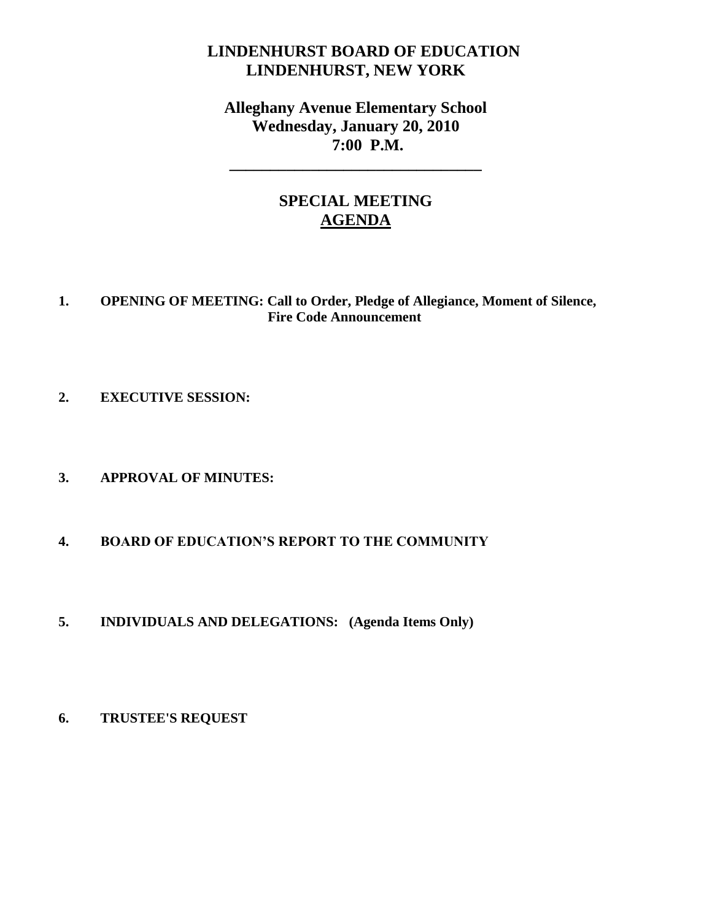# LINDENHURST BOARD OF EDUCATION
# LINDENHURST, NEW YORK

## Alleghany Avenue Elementary School
## Wednesday, January 20, 2010
## 7:00 P.M.

---

## SPECIAL MEETING
## AGENDA

**1. OPENING OF MEETING: Call to Order, Pledge of Allegiance, Moment of Silence, Fire Code Announcement**

**2. EXECUTIVE SESSION:**

**3. APPROVAL OF MINUTES:**

**4. BOARD OF EDUCATION'S REPORT TO THE COMMUNITY**

**5. INDIVIDUALS AND DELEGATIONS: (Agenda Items Only)**

**6. TRUSTEE'S REQUEST**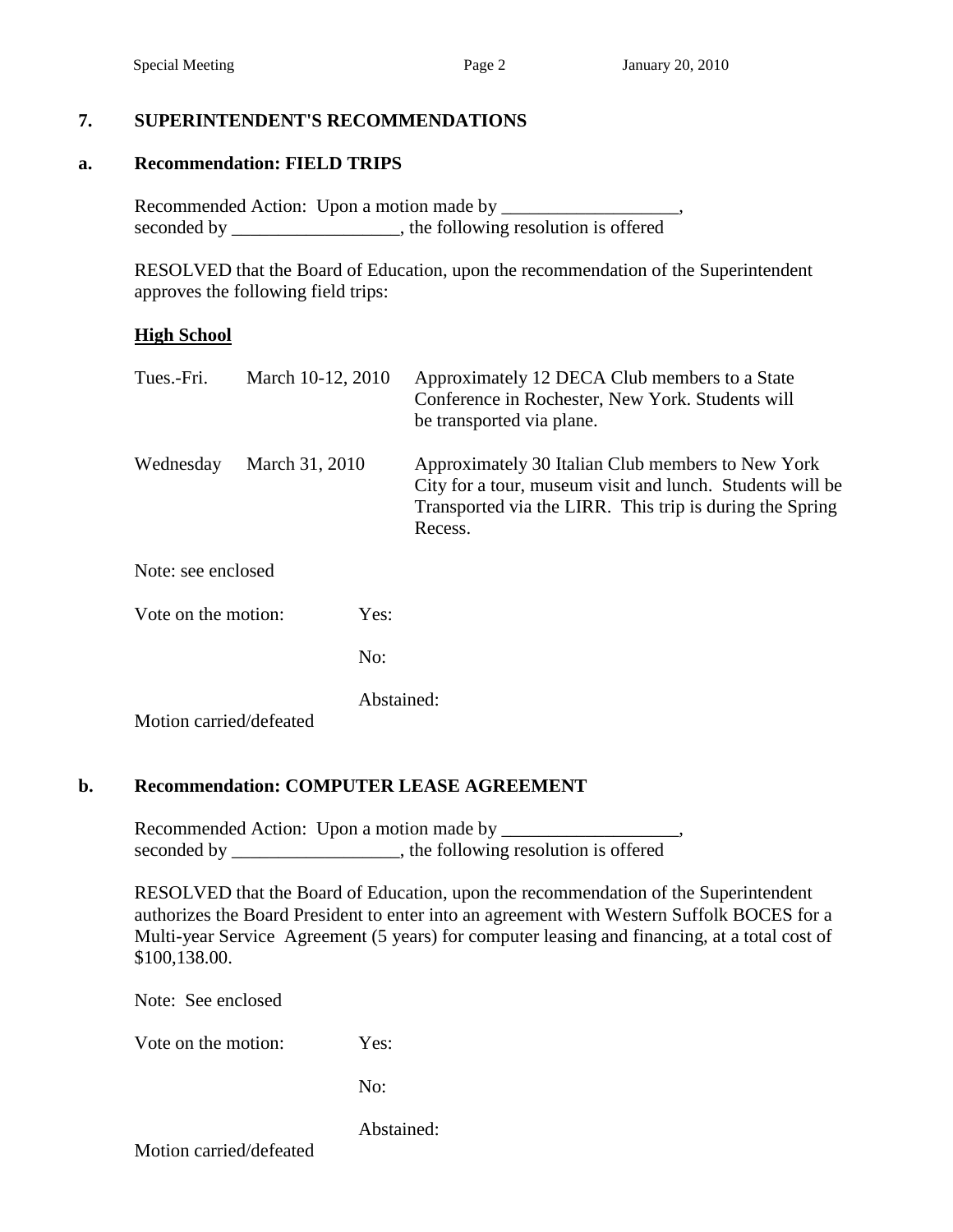## 7. SUPERINTENDENT'S RECOMMENDATIONS

### a. Recommendation: FIELD TRIPS

Recommended Action: Upon a motion made by ___________________, seconded by __________________, the following resolution is offered

RESOLVED that the Board of Education, upon the recommendation of the Superintendent approves the following field trips:

**High School**

| | | |
|---|---|---|
| Tues.-Fri. | March 10-12, 2010 | Approximately 12 DECA Club members to a State Conference in Rochester, New York. Students will be transported via plane. |
| Wednesday | March 31, 2010 | Approximately 30 Italian Club members to New York City for a tour, museum visit and lunch. Students will be Transported via the LIRR. This trip is during the Spring Recess. |

Note: see enclosed

Vote on the motion: Yes:

No:

Abstained:

Motion carried/defeated

### b. Recommendation: COMPUTER LEASE AGREEMENT

Recommended Action: Upon a motion made by ___________________, seconded by __________________, the following resolution is offered

RESOLVED that the Board of Education, upon the recommendation of the Superintendent authorizes the Board President to enter into an agreement with Western Suffolk BOCES for a Multi-year Service Agreement (5 years) for computer leasing and financing, at a total cost of $100,138.00.

Note: See enclosed

Vote on the motion: Yes:

No:

Abstained:

Motion carried/defeated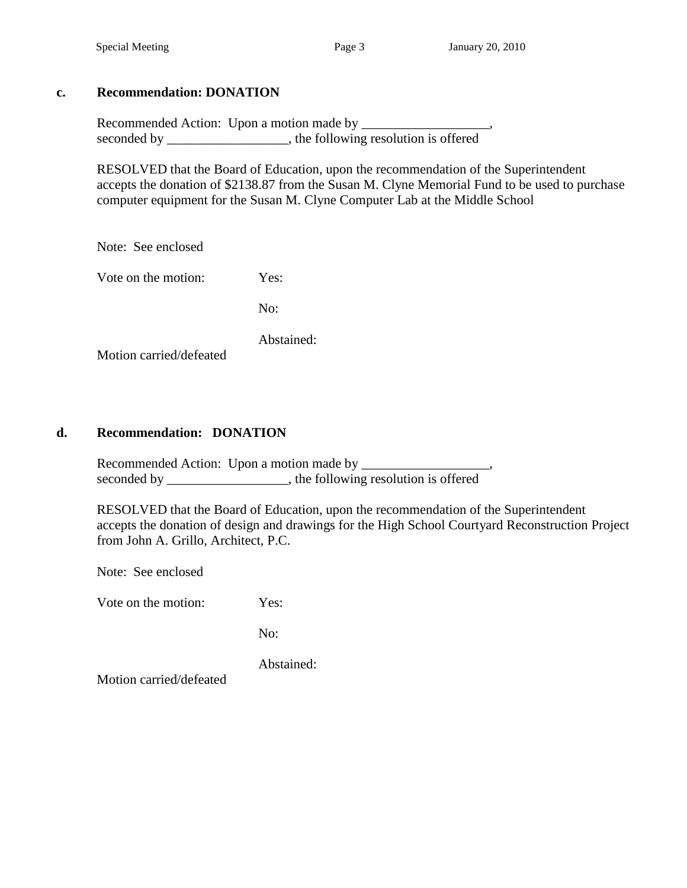**c. Recommendation: DONATION**

Recommended Action: Upon a motion made by ___________________, seconded by __________________, the following resolution is offered

RESOLVED that the Board of Education, upon the recommendation of the Superintendent accepts the donation of $2138.87 from the Susan M. Clyne Memorial Fund to be used to purchase computer equipment for the Susan M. Clyne Computer Lab at the Middle School

Note: See enclosed

Vote on the motion: Yes:

No:

Abstained:

Motion carried/defeated

**d. Recommendation: DONATION**

Recommended Action: Upon a motion made by ___________________, seconded by __________________, the following resolution is offered

RESOLVED that the Board of Education, upon the recommendation of the Superintendent accepts the donation of design and drawings for the High School Courtyard Reconstruction Project from John A. Grillo, Architect, P.C.

Note: See enclosed

Vote on the motion: Yes:

No:

Abstained:

Motion carried/defeated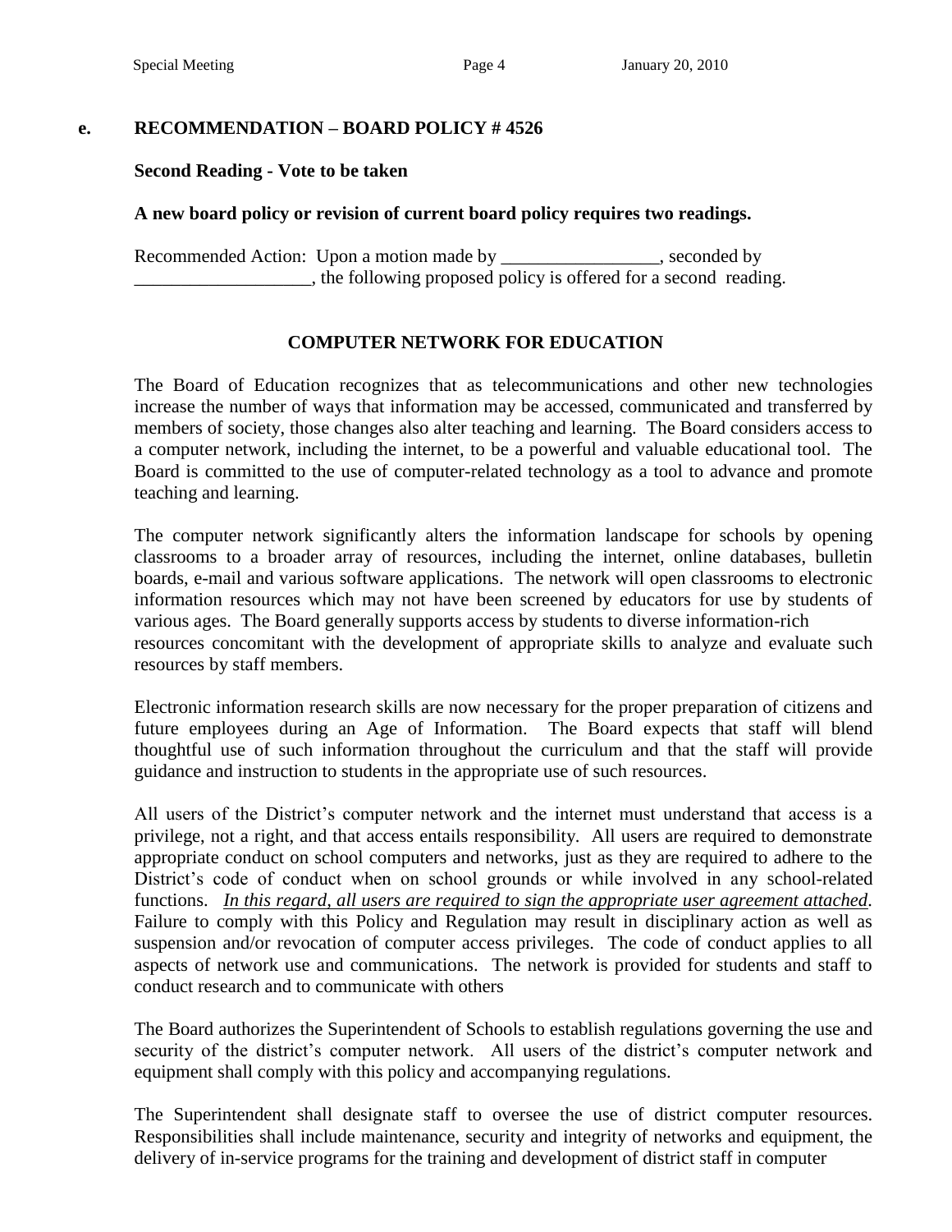**e. RECOMMENDATION – BOARD POLICY # 4526**

**Second Reading - Vote to be taken**

**A new board policy or revision of current board policy requires two readings.**

Recommended Action: Upon a motion made by _________________, seconded by ___________________, the following proposed policy is offered for a second reading.

**COMPUTER NETWORK FOR EDUCATION**

The Board of Education recognizes that as telecommunications and other new technologies increase the number of ways that information may be accessed, communicated and transferred by members of society, those changes also alter teaching and learning. The Board considers access to a computer network, including the internet, to be a powerful and valuable educational tool. The Board is committed to the use of computer-related technology as a tool to advance and promote teaching and learning.

The computer network significantly alters the information landscape for schools by opening classrooms to a broader array of resources, including the internet, online databases, bulletin boards, e-mail and various software applications. The network will open classrooms to electronic information resources which may not have been screened by educators for use by students of various ages. The Board generally supports access by students to diverse information-rich resources concomitant with the development of appropriate skills to analyze and evaluate such resources by staff members.

Electronic information research skills are now necessary for the proper preparation of citizens and future employees during an Age of Information. The Board expects that staff will blend thoughtful use of such information throughout the curriculum and that the staff will provide guidance and instruction to students in the appropriate use of such resources.

All users of the District's computer network and the internet must understand that access is a privilege, not a right, and that access entails responsibility. All users are required to demonstrate appropriate conduct on school computers and networks, just as they are required to adhere to the District's code of conduct when on school grounds or while involved in any school-related functions. *In this regard, all users are required to sign the appropriate user agreement attached*. Failure to comply with this Policy and Regulation may result in disciplinary action as well as suspension and/or revocation of computer access privileges. The code of conduct applies to all aspects of network use and communications. The network is provided for students and staff to conduct research and to communicate with others

The Board authorizes the Superintendent of Schools to establish regulations governing the use and security of the district's computer network. All users of the district's computer network and equipment shall comply with this policy and accompanying regulations.

The Superintendent shall designate staff to oversee the use of district computer resources. Responsibilities shall include maintenance, security and integrity of networks and equipment, the delivery of in-service programs for the training and development of district staff in computer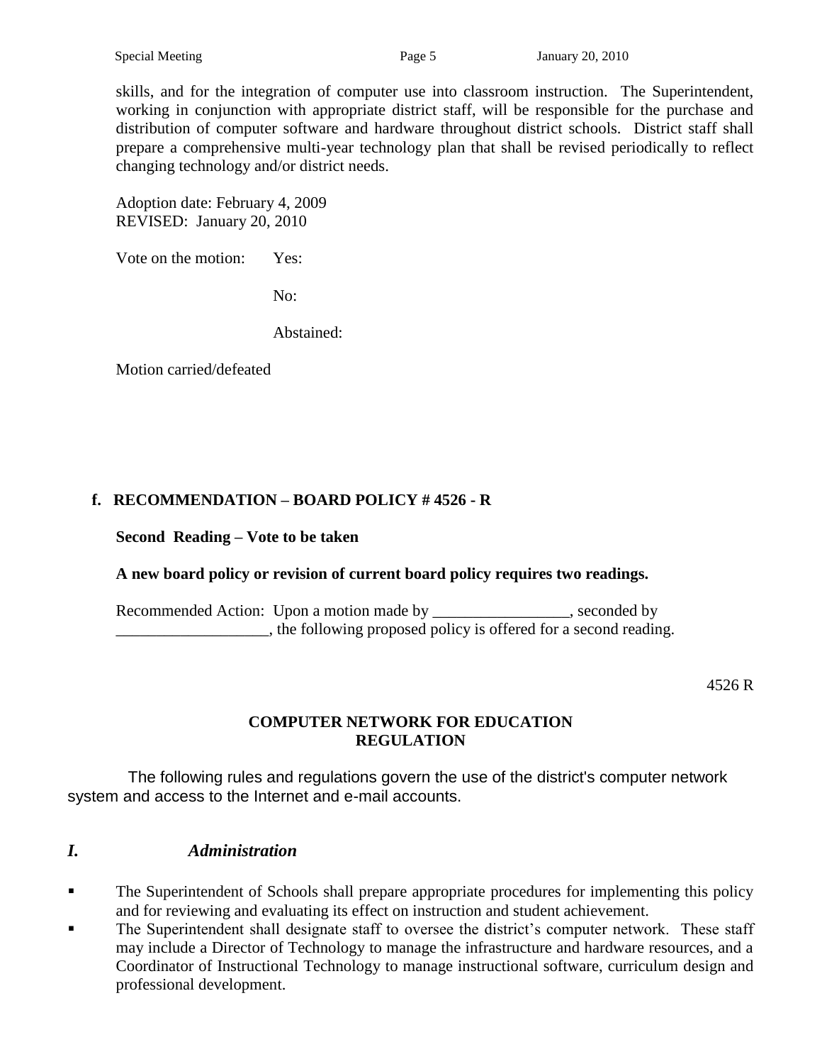skills, and for the integration of computer use into classroom instruction. The Superintendent, working in conjunction with appropriate district staff, will be responsible for the purchase and distribution of computer software and hardware throughout district schools. District staff shall prepare a comprehensive multi-year technology plan that shall be revised periodically to reflect changing technology and/or district needs.

Adoption date: February 4, 2009
REVISED: January 20, 2010

Vote on the motion: Yes:

No:

Abstained:

Motion carried/defeated

**f. RECOMMENDATION – BOARD POLICY # 4526 - R**

**Second Reading – Vote to be taken**

**A new board policy or revision of current board policy requires two readings.**

Recommended Action: Upon a motion made by _________________, seconded by ___________________, the following proposed policy is offered for a second reading.

4526 R

**COMPUTER NETWORK FOR EDUCATION**
**REGULATION**

The following rules and regulations govern the use of the district's computer network system and access to the Internet and e-mail accounts.

## *I. Administration*

- The Superintendent of Schools shall prepare appropriate procedures for implementing this policy and for reviewing and evaluating its effect on instruction and student achievement.
- The Superintendent shall designate staff to oversee the district's computer network. These staff may include a Director of Technology to manage the infrastructure and hardware resources, and a Coordinator of Instructional Technology to manage instructional software, curriculum design and professional development.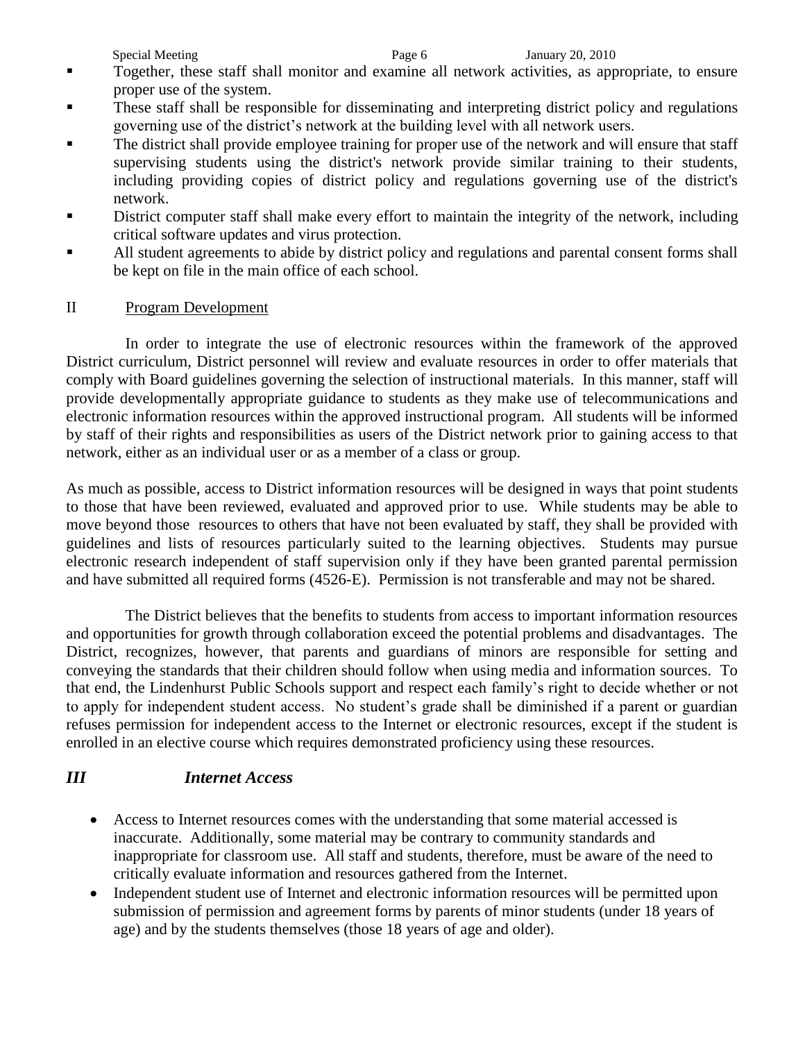- Together, these staff shall monitor and examine all network activities, as appropriate, to ensure proper use of the system.
- These staff shall be responsible for disseminating and interpreting district policy and regulations governing use of the district's network at the building level with all network users.
- The district shall provide employee training for proper use of the network and will ensure that staff supervising students using the district's network provide similar training to their students, including providing copies of district policy and regulations governing use of the district's network.
- District computer staff shall make every effort to maintain the integrity of the network, including critical software updates and virus protection.
- All student agreements to abide by district policy and regulations and parental consent forms shall be kept on file in the main office of each school.

II Program Development

In order to integrate the use of electronic resources within the framework of the approved District curriculum, District personnel will review and evaluate resources in order to offer materials that comply with Board guidelines governing the selection of instructional materials. In this manner, staff will provide developmentally appropriate guidance to students as they make use of telecommunications and electronic information resources within the approved instructional program. All students will be informed by staff of their rights and responsibilities as users of the District network prior to gaining access to that network, either as an individual user or as a member of a class or group.

As much as possible, access to District information resources will be designed in ways that point students to those that have been reviewed, evaluated and approved prior to use. While students may be able to move beyond those resources to others that have not been evaluated by staff, they shall be provided with guidelines and lists of resources particularly suited to the learning objectives. Students may pursue electronic research independent of staff supervision only if they have been granted parental permission and have submitted all required forms (4526-E). Permission is not transferable and may not be shared.

The District believes that the benefits to students from access to important information resources and opportunities for growth through collaboration exceed the potential problems and disadvantages. The District, recognizes, however, that parents and guardians of minors are responsible for setting and conveying the standards that their children should follow when using media and information sources. To that end, the Lindenhurst Public Schools support and respect each family's right to decide whether or not to apply for independent student access. No student's grade shall be diminished if a parent or guardian refuses permission for independent access to the Internet or electronic resources, except if the student is enrolled in an elective course which requires demonstrated proficiency using these resources.

### ***III Internet Access***

- Access to Internet resources comes with the understanding that some material accessed is inaccurate. Additionally, some material may be contrary to community standards and inappropriate for classroom use. All staff and students, therefore, must be aware of the need to critically evaluate information and resources gathered from the Internet.
- Independent student use of Internet and electronic information resources will be permitted upon submission of permission and agreement forms by parents of minor students (under 18 years of age) and by the students themselves (those 18 years of age and older).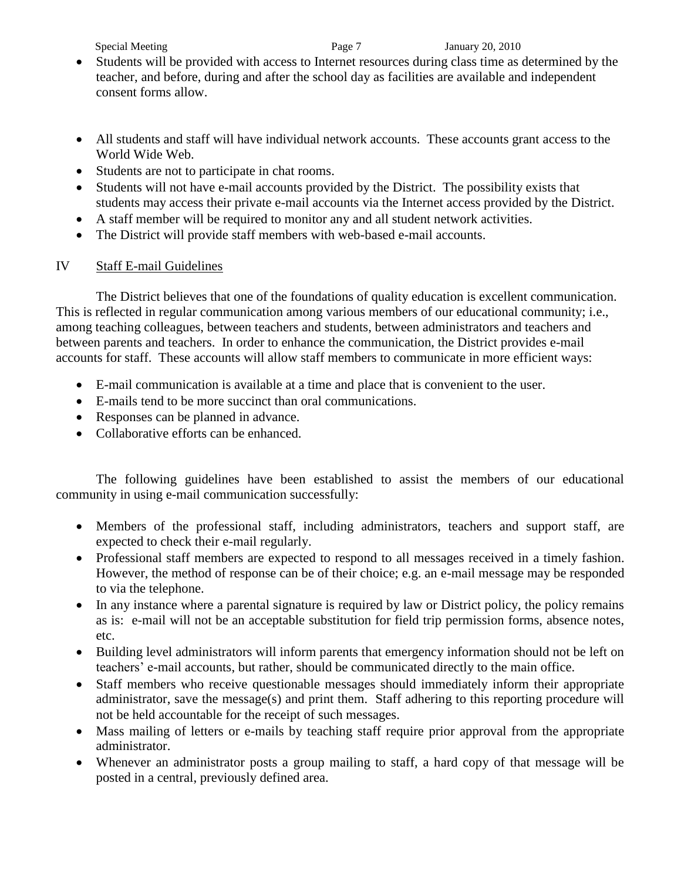- Students will be provided with access to Internet resources during class time as determined by the teacher, and before, during and after the school day as facilities are available and independent consent forms allow.

- All students and staff will have individual network accounts. These accounts grant access to the World Wide Web.
- Students are not to participate in chat rooms.
- Students will not have e-mail accounts provided by the District. The possibility exists that students may access their private e-mail accounts via the Internet access provided by the District.
- A staff member will be required to monitor any and all student network activities.
- The District will provide staff members with web-based e-mail accounts.

## IV Staff E-mail Guidelines

The District believes that one of the foundations of quality education is excellent communication. This is reflected in regular communication among various members of our educational community; i.e., among teaching colleagues, between teachers and students, between administrators and teachers and between parents and teachers. In order to enhance the communication, the District provides e-mail accounts for staff. These accounts will allow staff members to communicate in more efficient ways:

- E-mail communication is available at a time and place that is convenient to the user.
- E-mails tend to be more succinct than oral communications.
- Responses can be planned in advance.
- Collaborative efforts can be enhanced.

The following guidelines have been established to assist the members of our educational community in using e-mail communication successfully:

- Members of the professional staff, including administrators, teachers and support staff, are expected to check their e-mail regularly.
- Professional staff members are expected to respond to all messages received in a timely fashion. However, the method of response can be of their choice; e.g. an e-mail message may be responded to via the telephone.
- In any instance where a parental signature is required by law or District policy, the policy remains as is: e-mail will not be an acceptable substitution for field trip permission forms, absence notes, etc.
- Building level administrators will inform parents that emergency information should not be left on teachers' e-mail accounts, but rather, should be communicated directly to the main office.
- Staff members who receive questionable messages should immediately inform their appropriate administrator, save the message(s) and print them. Staff adhering to this reporting procedure will not be held accountable for the receipt of such messages.
- Mass mailing of letters or e-mails by teaching staff require prior approval from the appropriate administrator.
- Whenever an administrator posts a group mailing to staff, a hard copy of that message will be posted in a central, previously defined area.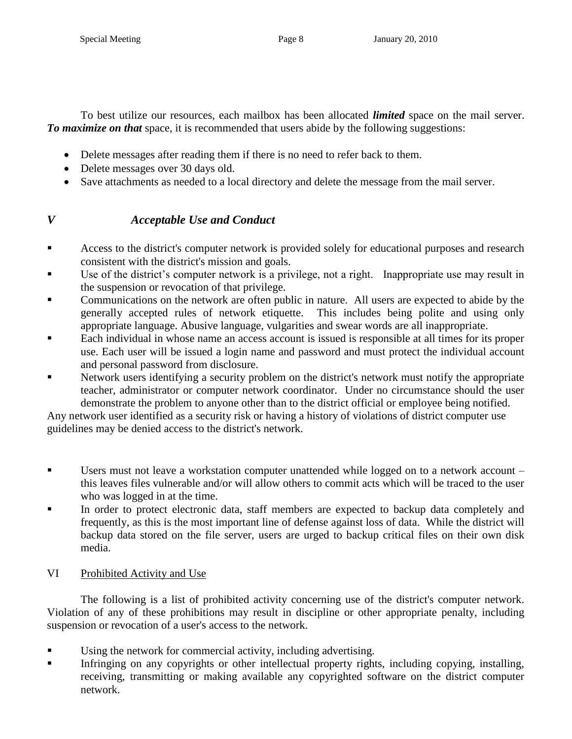To best utilize our resources, each mailbox has been allocated ***limited*** space on the mail server. ***To maximize on that*** space, it is recommended that users abide by the following suggestions:

- Delete messages after reading them if there is no need to refer back to them.
- Delete messages over 30 days old.
- Save attachments as needed to a local directory and delete the message from the mail server.

## *V Acceptable Use and Conduct*

- Access to the district's computer network is provided solely for educational purposes and research consistent with the district's mission and goals.
- Use of the district's computer network is a privilege, not a right. Inappropriate use may result in the suspension or revocation of that privilege.
- Communications on the network are often public in nature. All users are expected to abide by the generally accepted rules of network etiquette. This includes being polite and using only appropriate language. Abusive language, vulgarities and swear words are all inappropriate.
- Each individual in whose name an access account is issued is responsible at all times for its proper use. Each user will be issued a login name and password and must protect the individual account and personal password from disclosure.
- Network users identifying a security problem on the district's network must notify the appropriate teacher, administrator or computer network coordinator. Under no circumstance should the user demonstrate the problem to anyone other than to the district official or employee being notified.

Any network user identified as a security risk or having a history of violations of district computer use guidelines may be denied access to the district's network.

- Users must not leave a workstation computer unattended while logged on to a network account – this leaves files vulnerable and/or will allow others to commit acts which will be traced to the user who was logged in at the time.
- In order to protect electronic data, staff members are expected to backup data completely and frequently, as this is the most important line of defense against loss of data. While the district will backup data stored on the file server, users are urged to backup critical files on their own disk media.

## VI Prohibited Activity and Use

The following is a list of prohibited activity concerning use of the district's computer network. Violation of any of these prohibitions may result in discipline or other appropriate penalty, including suspension or revocation of a user's access to the network.

- Using the network for commercial activity, including advertising.
- Infringing on any copyrights or other intellectual property rights, including copying, installing, receiving, transmitting or making available any copyrighted software on the district computer network.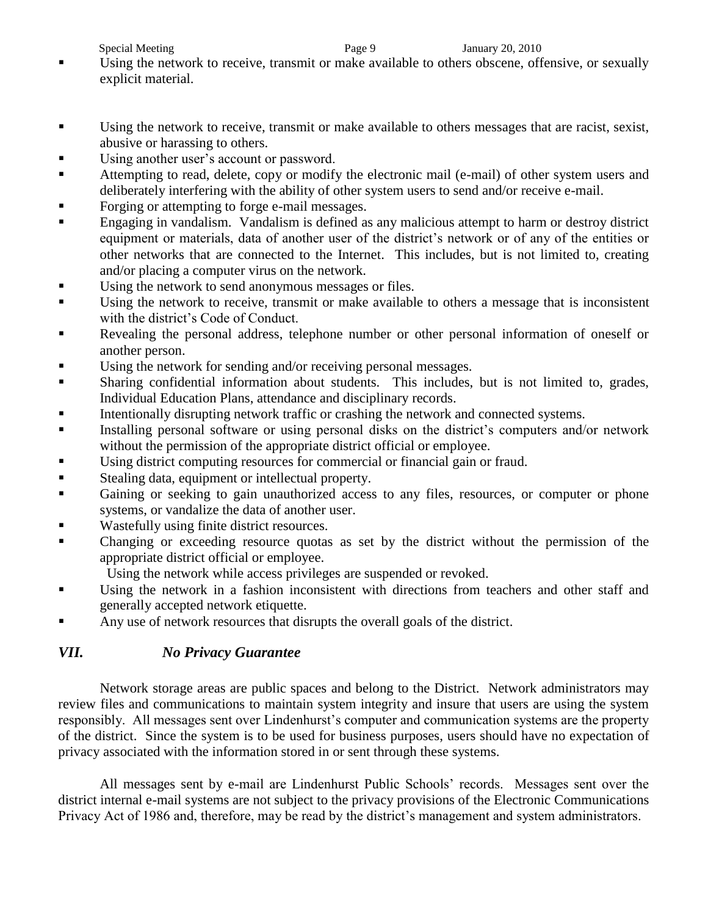- Using the network to receive, transmit or make available to others obscene, offensive, or sexually explicit material.

- Using the network to receive, transmit or make available to others messages that are racist, sexist, abusive or harassing to others.
- Using another user's account or password.
- Attempting to read, delete, copy or modify the electronic mail (e-mail) of other system users and deliberately interfering with the ability of other system users to send and/or receive e-mail.
- Forging or attempting to forge e-mail messages.
- Engaging in vandalism. Vandalism is defined as any malicious attempt to harm or destroy district equipment or materials, data of another user of the district's network or of any of the entities or other networks that are connected to the Internet. This includes, but is not limited to, creating and/or placing a computer virus on the network.
- Using the network to send anonymous messages or files.
- Using the network to receive, transmit or make available to others a message that is inconsistent with the district's Code of Conduct.
- Revealing the personal address, telephone number or other personal information of oneself or another person.
- Using the network for sending and/or receiving personal messages.
- Sharing confidential information about students. This includes, but is not limited to, grades, Individual Education Plans, attendance and disciplinary records.
- Intentionally disrupting network traffic or crashing the network and connected systems.
- Installing personal software or using personal disks on the district's computers and/or network without the permission of the appropriate district official or employee.
- Using district computing resources for commercial or financial gain or fraud.
- Stealing data, equipment or intellectual property.
- Gaining or seeking to gain unauthorized access to any files, resources, or computer or phone systems, or vandalize the data of another user.
- Wastefully using finite district resources.
- Changing or exceeding resource quotas as set by the district without the permission of the appropriate district official or employee.

  Using the network while access privileges are suspended or revoked.
- Using the network in a fashion inconsistent with directions from teachers and other staff and generally accepted network etiquette.
- Any use of network resources that disrupts the overall goals of the district.

## *VII. No Privacy Guarantee*

Network storage areas are public spaces and belong to the District. Network administrators may review files and communications to maintain system integrity and insure that users are using the system responsibly. All messages sent over Lindenhurst's computer and communication systems are the property of the district. Since the system is to be used for business purposes, users should have no expectation of privacy associated with the information stored in or sent through these systems.

All messages sent by e-mail are Lindenhurst Public Schools' records. Messages sent over the district internal e-mail systems are not subject to the privacy provisions of the Electronic Communications Privacy Act of 1986 and, therefore, may be read by the district's management and system administrators.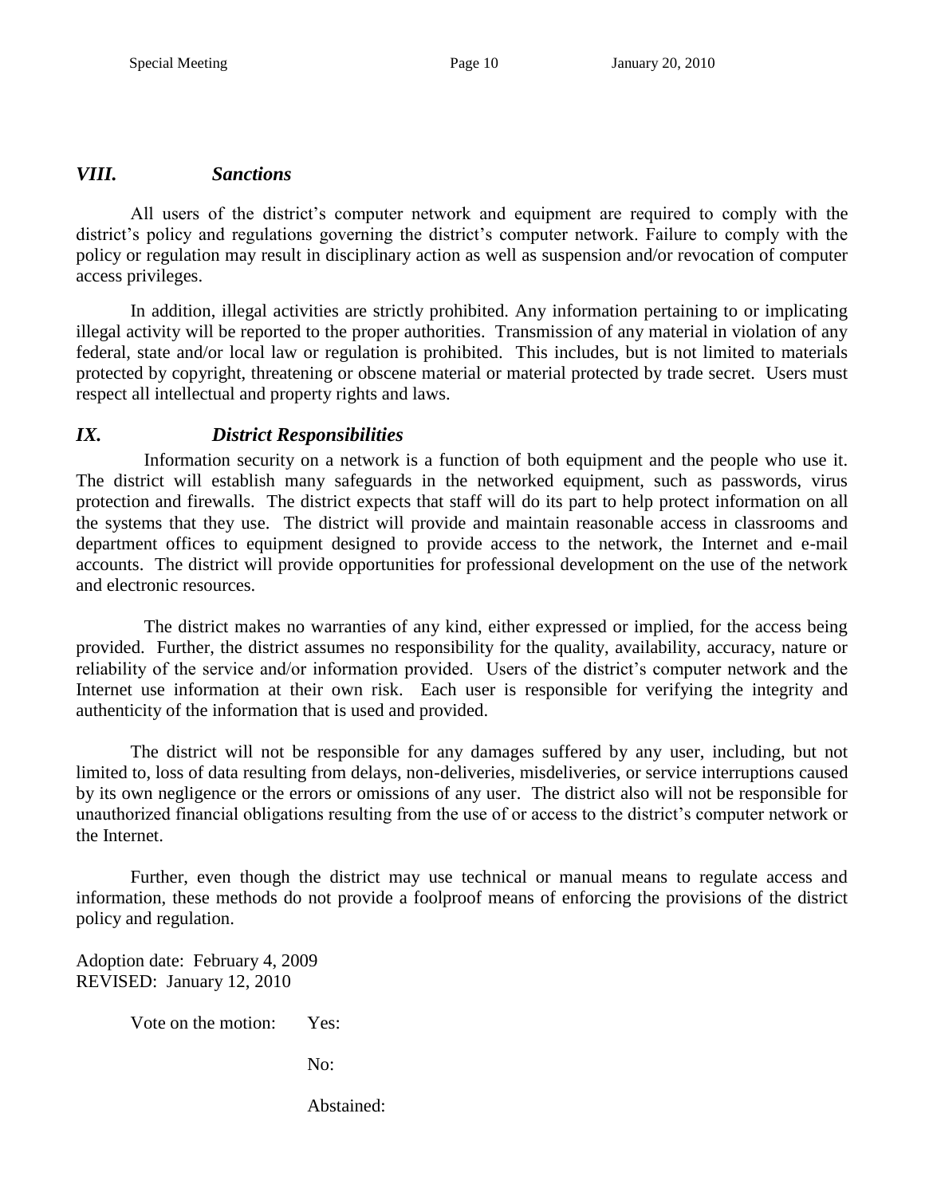### *VIII. Sanctions*

All users of the district's computer network and equipment are required to comply with the district's policy and regulations governing the district's computer network. Failure to comply with the policy or regulation may result in disciplinary action as well as suspension and/or revocation of computer access privileges.

In addition, illegal activities are strictly prohibited. Any information pertaining to or implicating illegal activity will be reported to the proper authorities. Transmission of any material in violation of any federal, state and/or local law or regulation is prohibited. This includes, but is not limited to materials protected by copyright, threatening or obscene material or material protected by trade secret. Users must respect all intellectual and property rights and laws.

### *IX. District Responsibilities*

Information security on a network is a function of both equipment and the people who use it. The district will establish many safeguards in the networked equipment, such as passwords, virus protection and firewalls. The district expects that staff will do its part to help protect information on all the systems that they use. The district will provide and maintain reasonable access in classrooms and department offices to equipment designed to provide access to the network, the Internet and e-mail accounts. The district will provide opportunities for professional development on the use of the network and electronic resources.

The district makes no warranties of any kind, either expressed or implied, for the access being provided. Further, the district assumes no responsibility for the quality, availability, accuracy, nature or reliability of the service and/or information provided. Users of the district's computer network and the Internet use information at their own risk. Each user is responsible for verifying the integrity and authenticity of the information that is used and provided.

The district will not be responsible for any damages suffered by any user, including, but not limited to, loss of data resulting from delays, non-deliveries, misdeliveries, or service interruptions caused by its own negligence or the errors or omissions of any user. The district also will not be responsible for unauthorized financial obligations resulting from the use of or access to the district's computer network or the Internet.

Further, even though the district may use technical or manual means to regulate access and information, these methods do not provide a foolproof means of enforcing the provisions of the district policy and regulation.

Adoption date: February 4, 2009
REVISED: January 12, 2010

Vote on the motion: Yes:

No:

Abstained: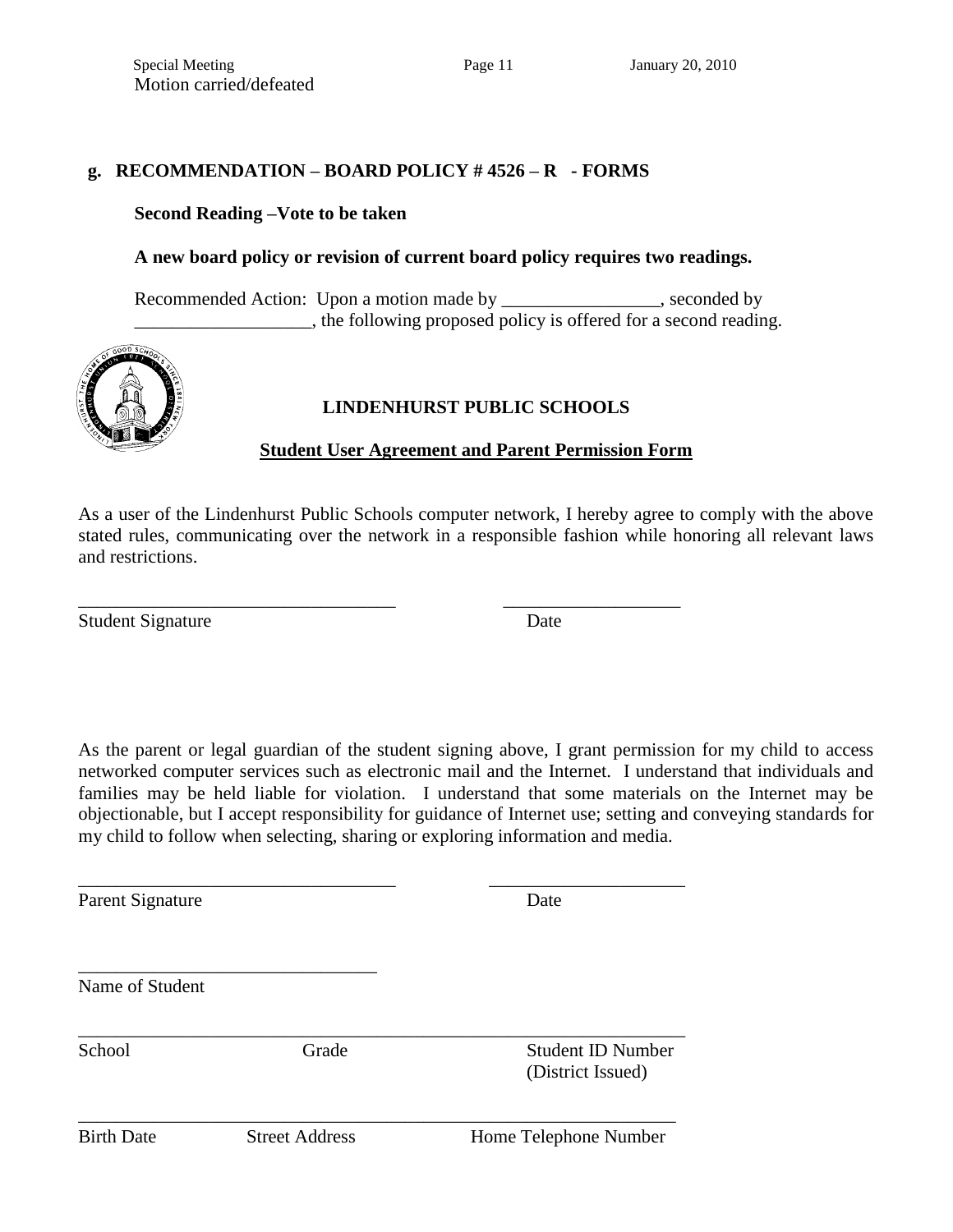Motion carried/defeated

## g. RECOMMENDATION – BOARD POLICY # 4526 – R - FORMS

**Second Reading –Vote to be taken**

**A new board policy or revision of current board policy requires two readings.**

Recommended Action: Upon a motion made by _________________, seconded by ___________________, the following proposed policy is offered for a second reading.

## LINDENHURST PUBLIC SCHOOLS

**Student User Agreement and Parent Permission Form**

As a user of the Lindenhurst Public Schools computer network, I hereby agree to comply with the above stated rules, communicating over the network in a responsible fashion while honoring all relevant laws and restrictions.

__________________________________ ___________________
Student Signature Date

As the parent or legal guardian of the student signing above, I grant permission for my child to access networked computer services such as electronic mail and the Internet. I understand that individuals and families may be held liable for violation. I understand that some materials on the Internet may be objectionable, but I accept responsibility for guidance of Internet use; setting and conveying standards for my child to follow when selecting, sharing or exploring information and media.

__________________________________ _____________________
Parent Signature Date

________________________________
Name of Student

_________________________________________________________________
School Grade Student ID Number (District Issued)

________________________________________________________________
Birth Date Street Address Home Telephone Number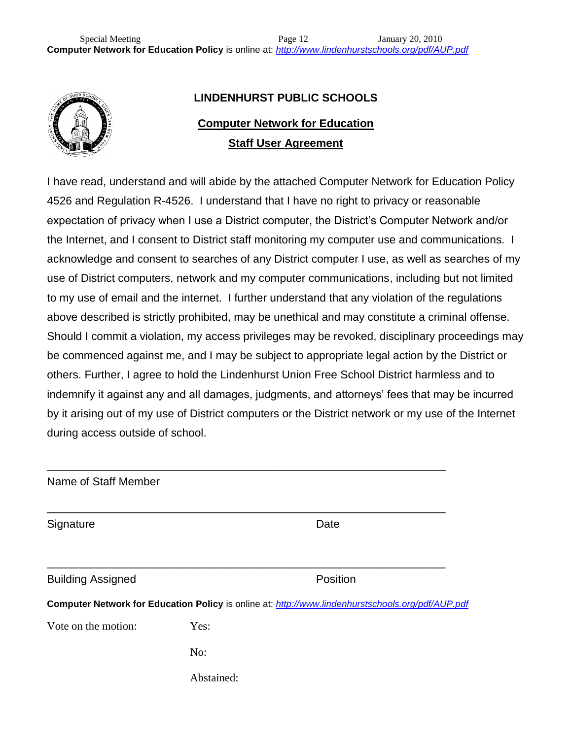# LINDENHURST PUBLIC SCHOOLS

## Computer Network for Education

## Staff User Agreement

I have read, understand and will abide by the attached Computer Network for Education Policy 4526 and Regulation R-4526. I understand that I have no right to privacy or reasonable expectation of privacy when I use a District computer, the District's Computer Network and/or the Internet, and I consent to District staff monitoring my computer use and communications. I acknowledge and consent to searches of any District computer I use, as well as searches of my use of District computers, network and my computer communications, including but not limited to my use of email and the internet. I further understand that any violation of the regulations above described is strictly prohibited, may be unethical and may constitute a criminal offense. Should I commit a violation, my access privileges may be revoked, disciplinary proceedings may be commenced against me, and I may be subject to appropriate legal action by the District or others. Further, I agree to hold the Lindenhurst Union Free School District harmless and to indemnify it against any and all damages, judgments, and attorneys' fees that may be incurred by it arising out of my use of District computers or the District network or my use of the Internet during access outside of school.

\_\_\_\_\_\_\_\_\_\_\_\_\_\_\_\_\_\_\_\_\_\_\_\_\_\_\_\_\_\_\_\_\_\_\_\_\_\_\_\_\_\_\_\_\_\_\_\_\_\_\_\_\_\_\_\_\_\_\_\_
Name of Staff Member

\_\_\_\_\_\_\_\_\_\_\_\_\_\_\_\_\_\_\_\_\_\_\_\_\_\_\_\_\_\_\_\_\_\_\_\_\_\_\_\_\_\_\_\_\_\_\_\_\_\_\_\_\_\_\_\_\_\_\_\_
Signature Date

\_\_\_\_\_\_\_\_\_\_\_\_\_\_\_\_\_\_\_\_\_\_\_\_\_\_\_\_\_\_\_\_\_\_\_\_\_\_\_\_\_\_\_\_\_\_\_\_\_\_\_\_\_\_\_\_\_\_\_\_
Building Assigned Position

**Computer Network for Education Policy** is online at: *http://www.lindenhurstschools.org/pdf/AUP.pdf*

Vote on the motion: Yes:

No:

Abstained: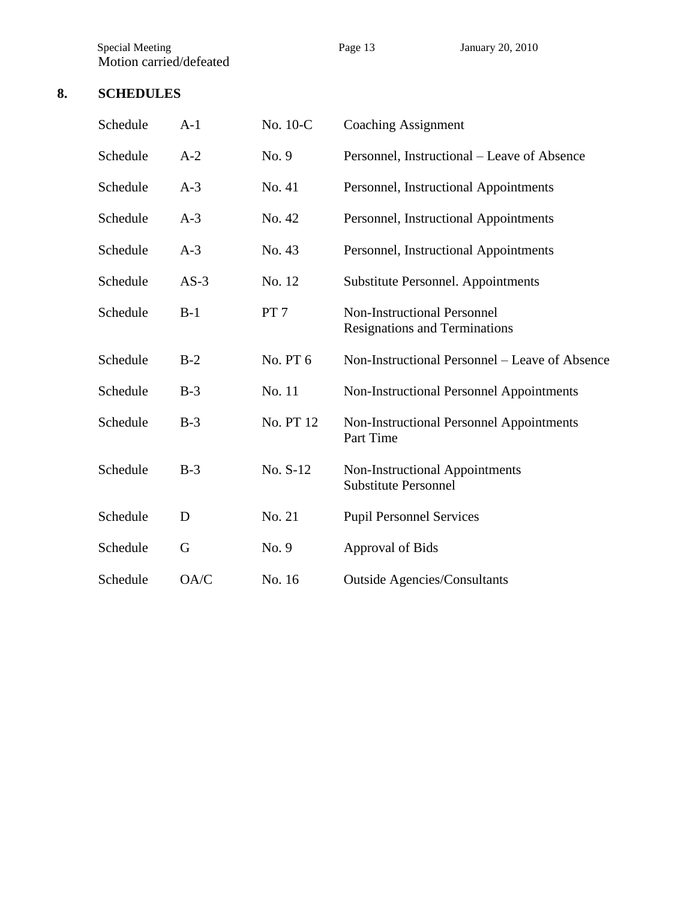Motion carried/defeated

## 8. SCHEDULES

| | | | |
|---|---|---|---|
| Schedule | A-1 | No. 10-C | Coaching Assignment |
| Schedule | A-2 | No. 9 | Personnel, Instructional – Leave of Absence |
| Schedule | A-3 | No. 41 | Personnel, Instructional Appointments |
| Schedule | A-3 | No. 42 | Personnel, Instructional Appointments |
| Schedule | A-3 | No. 43 | Personnel, Instructional Appointments |
| Schedule | AS-3 | No. 12 | Substitute Personnel. Appointments |
| Schedule | B-1 | PT 7 | Non-Instructional Personnel Resignations and Terminations |
| Schedule | B-2 | No. PT 6 | Non-Instructional Personnel – Leave of Absence |
| Schedule | B-3 | No. 11 | Non-Instructional Personnel Appointments |
| Schedule | B-3 | No. PT 12 | Non-Instructional Personnel Appointments Part Time |
| Schedule | B-3 | No. S-12 | Non-Instructional Appointments Substitute Personnel |
| Schedule | D | No. 21 | Pupil Personnel Services |
| Schedule | G | No. 9 | Approval of Bids |
| Schedule | OA/C | No. 16 | Outside Agencies/Consultants |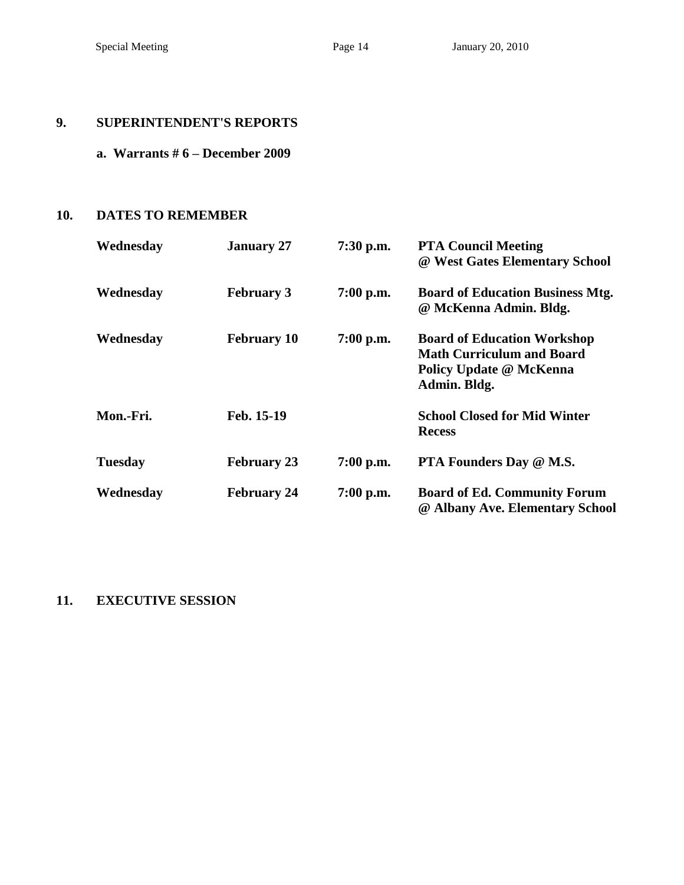## 9. SUPERINTENDENT'S REPORTS

**a. Warrants # 6 – December 2009**

## 10. DATES TO REMEMBER

| | | | |
|---|---|---|---|
| **Wednesday** | **January 27** | **7:30 p.m.** | **PTA Council Meeting @ West Gates Elementary School** |
| **Wednesday** | **February 3** | **7:00 p.m.** | **Board of Education Business Mtg. @ McKenna Admin. Bldg.** |
| **Wednesday** | **February 10** | **7:00 p.m.** | **Board of Education Workshop Math Curriculum and Board Policy Update @ McKenna Admin. Bldg.** |
| **Mon.-Fri.** | **Feb. 15-19** | | **School Closed for Mid Winter Recess** |
| **Tuesday** | **February 23** | **7:00 p.m.** | **PTA Founders Day @ M.S.** |
| **Wednesday** | **February 24** | **7:00 p.m.** | **Board of Ed. Community Forum @ Albany Ave. Elementary School** |

## 11. EXECUTIVE SESSION